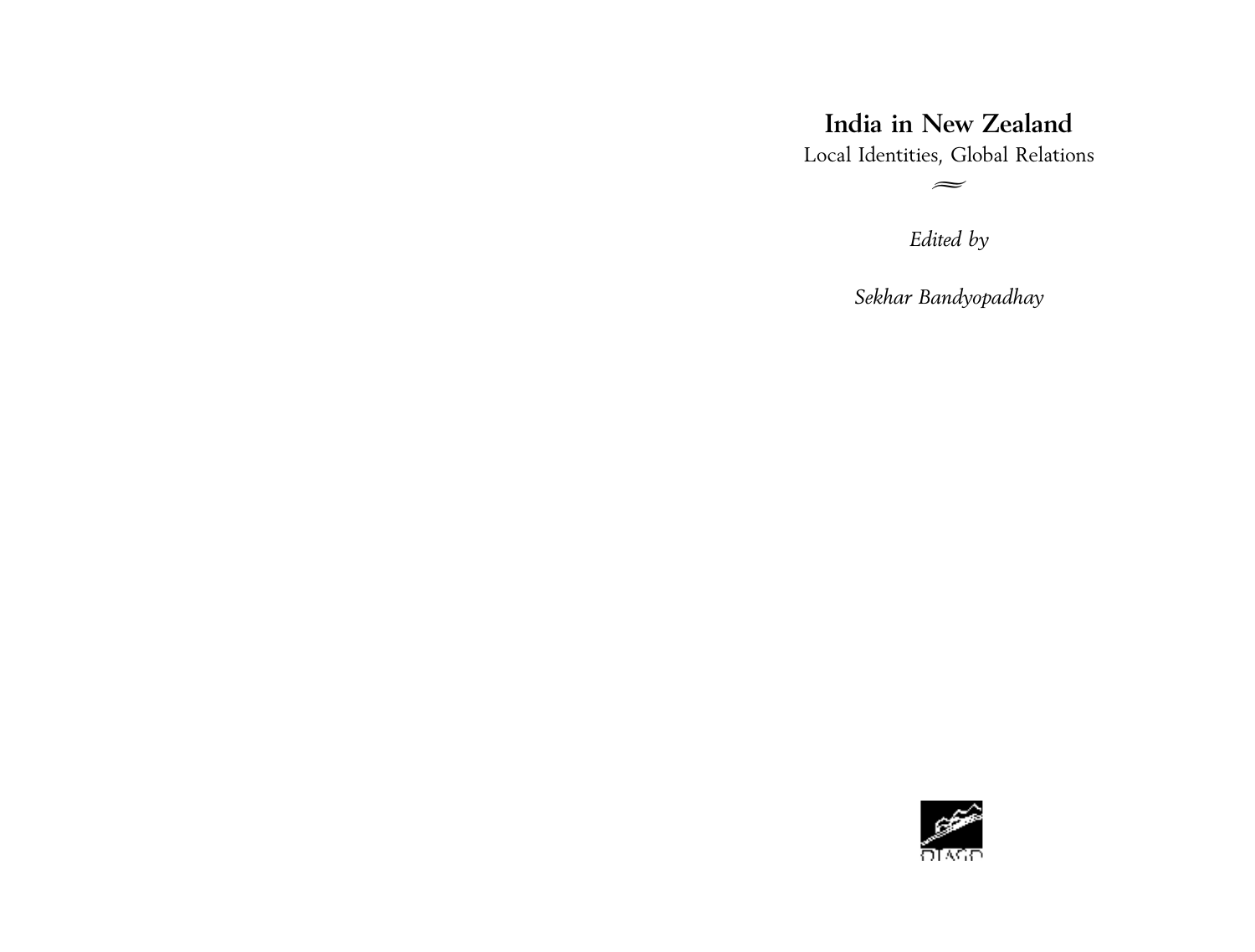# India in New Zealand

Local Identities, Global Relations

≈

*Edited by*

*Sekhar Bandyopadhay*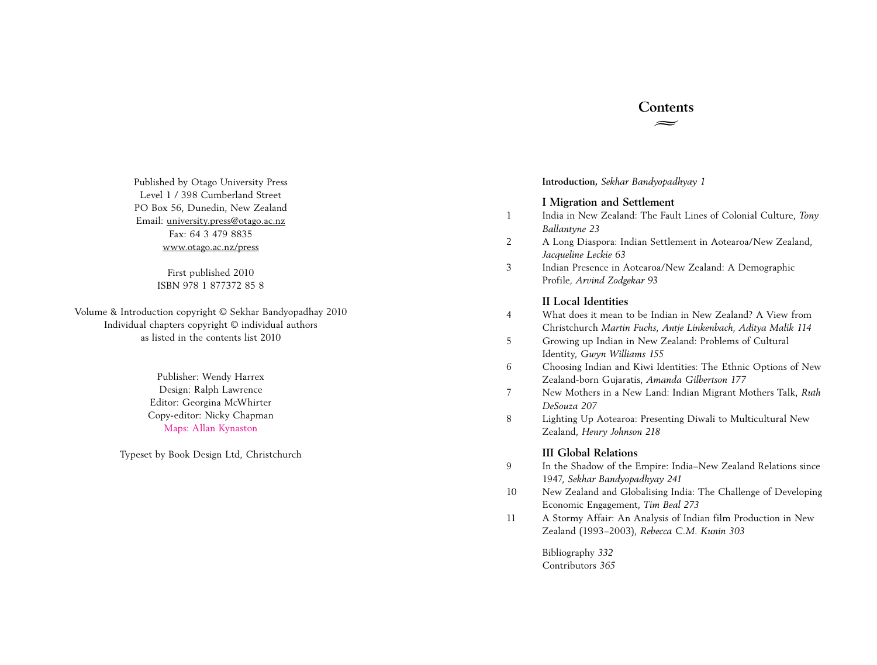Published by Otago University Press
Level 1 / 398 Cumberland Street
PO Box 56, Dunedin, New Zealand
Email: university.press@otago.ac.nz
Fax: 64 3 479 8835
www.otago.ac.nz/press

First published 2010
ISBN 978 1 877372 85 8

Volume & Introduction copyright © Sekhar Bandyopadhay 2010
Individual chapters copyright © individual authors
as listed in the contents list 2010

Publisher: Wendy Harrex
Design: Ralph Lawrence
Editor: Georgina McWhirter
Copy-editor: Nicky Chapman
Maps: Allan Kynaston

Typeset by Book Design Ltd, Christchurch

# Contents

**Introduction,** *Sekhar Bandyopadhyay 1*

## I Migration and Settlement

1. India in New Zealand: The Fault Lines of Colonial Culture, *Tony Ballantyne 23*
2. A Long Diaspora: Indian Settlement in Aotearoa/New Zealand, *Jacqueline Leckie 63*
3. Indian Presence in Aotearoa/New Zealand: A Demographic Profile, *Arvind Zodgekar 93*

## II Local Identities

4. What does it mean to be Indian in New Zealand? A View from Christchurch *Martin Fuchs, Antje Linkenbach, Aditya Malik 114*
5. Growing up Indian in New Zealand: Problems of Cultural Identity, *Gwyn Williams 155*
6. Choosing Indian and Kiwi Identities: The Ethnic Options of New Zealand-born Gujaratis, *Amanda Gilbertson 177*
7. New Mothers in a New Land: Indian Migrant Mothers Talk, *Ruth DeSouza 207*
8. Lighting Up Aotearoa: Presenting Diwali to Multicultural New Zealand, *Henry Johnson 218*

## III Global Relations

9. In the Shadow of the Empire: India–New Zealand Relations since 1947, *Sekhar Bandyopadhyay 241*
10. New Zealand and Globalising India: The Challenge of Developing Economic Engagement, *Tim Beal 273*
11. A Stormy Affair: An Analysis of Indian film Production in New Zealand (1993–2003), *Rebecca C.M. Kunin 303*

Bibliography *332*
Contributors *365*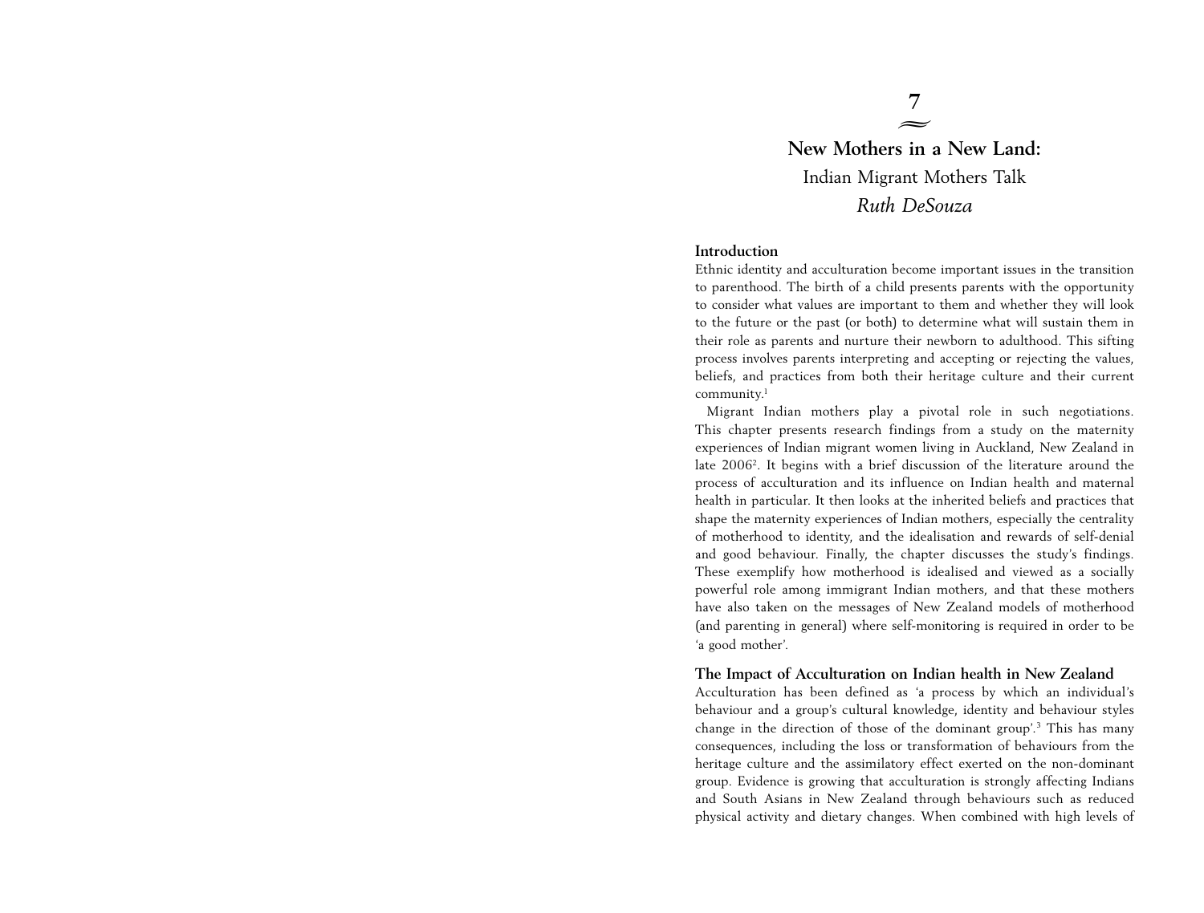# 7

## New Mothers in a New Land:

Indian Migrant Mothers Talk

*Ruth DeSouza*

### Introduction

Ethnic identity and acculturation become important issues in the transition to parenthood. The birth of a child presents parents with the opportunity to consider what values are important to them and whether they will look to the future or the past (or both) to determine what will sustain them in their role as parents and nurture their newborn to adulthood. This sifting process involves parents interpreting and accepting or rejecting the values, beliefs, and practices from both their heritage culture and their current community.[1]

Migrant Indian mothers play a pivotal role in such negotiations. This chapter presents research findings from a study on the maternity experiences of Indian migrant women living in Auckland, New Zealand in late 2006[2]. It begins with a brief discussion of the literature around the process of acculturation and its influence on Indian health and maternal health in particular. It then looks at the inherited beliefs and practices that shape the maternity experiences of Indian mothers, especially the centrality of motherhood to identity, and the idealisation and rewards of self-denial and good behaviour. Finally, the chapter discusses the study's findings. These exemplify how motherhood is idealised and viewed as a socially powerful role among immigrant Indian mothers, and that these mothers have also taken on the messages of New Zealand models of motherhood (and parenting in general) where self-monitoring is required in order to be 'a good mother'.

### The Impact of Acculturation on Indian health in New Zealand

Acculturation has been defined as 'a process by which an individual's behaviour and a group's cultural knowledge, identity and behaviour styles change in the direction of those of the dominant group'.[3] This has many consequences, including the loss or transformation of behaviours from the heritage culture and the assimilatory effect exerted on the non-dominant group. Evidence is growing that acculturation is strongly affecting Indians and South Asians in New Zealand through behaviours such as reduced physical activity and dietary changes. When combined with high levels of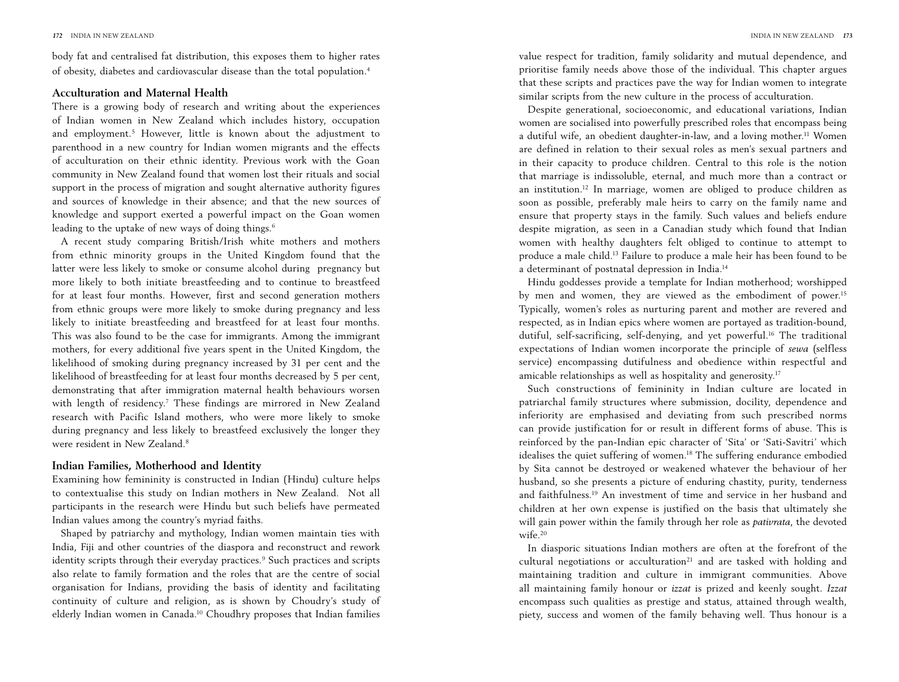body fat and centralised fat distribution, this exposes them to higher rates of obesity, diabetes and cardiovascular disease than the total population.[4]

## Acculturation and Maternal Health

There is a growing body of research and writing about the experiences of Indian women in New Zealand which includes history, occupation and employment.[5] However, little is known about the adjustment to parenthood in a new country for Indian women migrants and the effects of acculturation on their ethnic identity. Previous work with the Goan community in New Zealand found that women lost their rituals and social support in the process of migration and sought alternative authority figures and sources of knowledge in their absence; and that the new sources of knowledge and support exerted a powerful impact on the Goan women leading to the uptake of new ways of doing things.[6]

A recent study comparing British/Irish white mothers and mothers from ethnic minority groups in the United Kingdom found that the latter were less likely to smoke or consume alcohol during pregnancy but more likely to both initiate breastfeeding and to continue to breastfeed for at least four months. However, first and second generation mothers from ethnic groups were more likely to smoke during pregnancy and less likely to initiate breastfeeding and breastfeed for at least four months. This was also found to be the case for immigrants. Among the immigrant mothers, for every additional five years spent in the United Kingdom, the likelihood of smoking during pregnancy increased by 31 per cent and the likelihood of breastfeeding for at least four months decreased by 5 per cent, demonstrating that after immigration maternal health behaviours worsen with length of residency.[7] These findings are mirrored in New Zealand research with Pacific Island mothers, who were more likely to smoke during pregnancy and less likely to breastfeed exclusively the longer they were resident in New Zealand.[8]

## Indian Families, Motherhood and Identity

Examining how femininity is constructed in Indian (Hindu) culture helps to contextualise this study on Indian mothers in New Zealand. Not all participants in the research were Hindu but such beliefs have permeated Indian values among the country's myriad faiths.

Shaped by patriarchy and mythology, Indian women maintain ties with India, Fiji and other countries of the diaspora and reconstruct and rework identity scripts through their everyday practices.[9] Such practices and scripts also relate to family formation and the roles that are the centre of social organisation for Indians, providing the basis of identity and facilitating continuity of culture and religion, as is shown by Choudry's study of elderly Indian women in Canada.[10] Choudhry proposes that Indian families value respect for tradition, family solidarity and mutual dependence, and prioritise family needs above those of the individual. This chapter argues that these scripts and practices pave the way for Indian women to integrate similar scripts from the new culture in the process of acculturation.

Despite generational, socioeconomic, and educational variations, Indian women are socialised into powerfully prescribed roles that encompass being a dutiful wife, an obedient daughter-in-law, and a loving mother.[11] Women are defined in relation to their sexual roles as men's sexual partners and in their capacity to produce children. Central to this role is the notion that marriage is indissoluble, eternal, and much more than a contract or an institution.[12] In marriage, women are obliged to produce children as soon as possible, preferably male heirs to carry on the family name and ensure that property stays in the family. Such values and beliefs endure despite migration, as seen in a Canadian study which found that Indian women with healthy daughters felt obliged to continue to attempt to produce a male child.[13] Failure to produce a male heir has been found to be a determinant of postnatal depression in India.[14]

Hindu goddesses provide a template for Indian motherhood; worshipped by men and women, they are viewed as the embodiment of power.[15] Typically, women's roles as nurturing parent and mother are revered and respected, as in Indian epics where women are portayed as tradition-bound, dutiful, self-sacrificing, self-denying, and yet powerful.[16] The traditional expectations of Indian women incorporate the principle of *sewa* (selfless service) encompassing dutifulness and obedience within respectful and amicable relationships as well as hospitality and generosity.[17]

Such constructions of femininity in Indian culture are located in patriarchal family structures where submission, docility, dependence and inferiority are emphasised and deviating from such prescribed norms can provide justification for or result in different forms of abuse. This is reinforced by the pan-Indian epic character of 'Sita' or 'Sati-Savitri' which idealises the quiet suffering of women.[18] The suffering endurance embodied by Sita cannot be destroyed or weakened whatever the behaviour of her husband, so she presents a picture of enduring chastity, purity, tenderness and faithfulness.[19] An investment of time and service in her husband and children at her own expense is justified on the basis that ultimately she will gain power within the family through her role as *pativrata*, the devoted wife.[20]

In diasporic situations Indian mothers are often at the forefront of the cultural negotiations or acculturation[21] and are tasked with holding and maintaining tradition and culture in immigrant communities. Above all maintaining family honour or *izzat* is prized and keenly sought. *Izzat* encompass such qualities as prestige and status, attained through wealth, piety, success and women of the family behaving well. Thus honour is a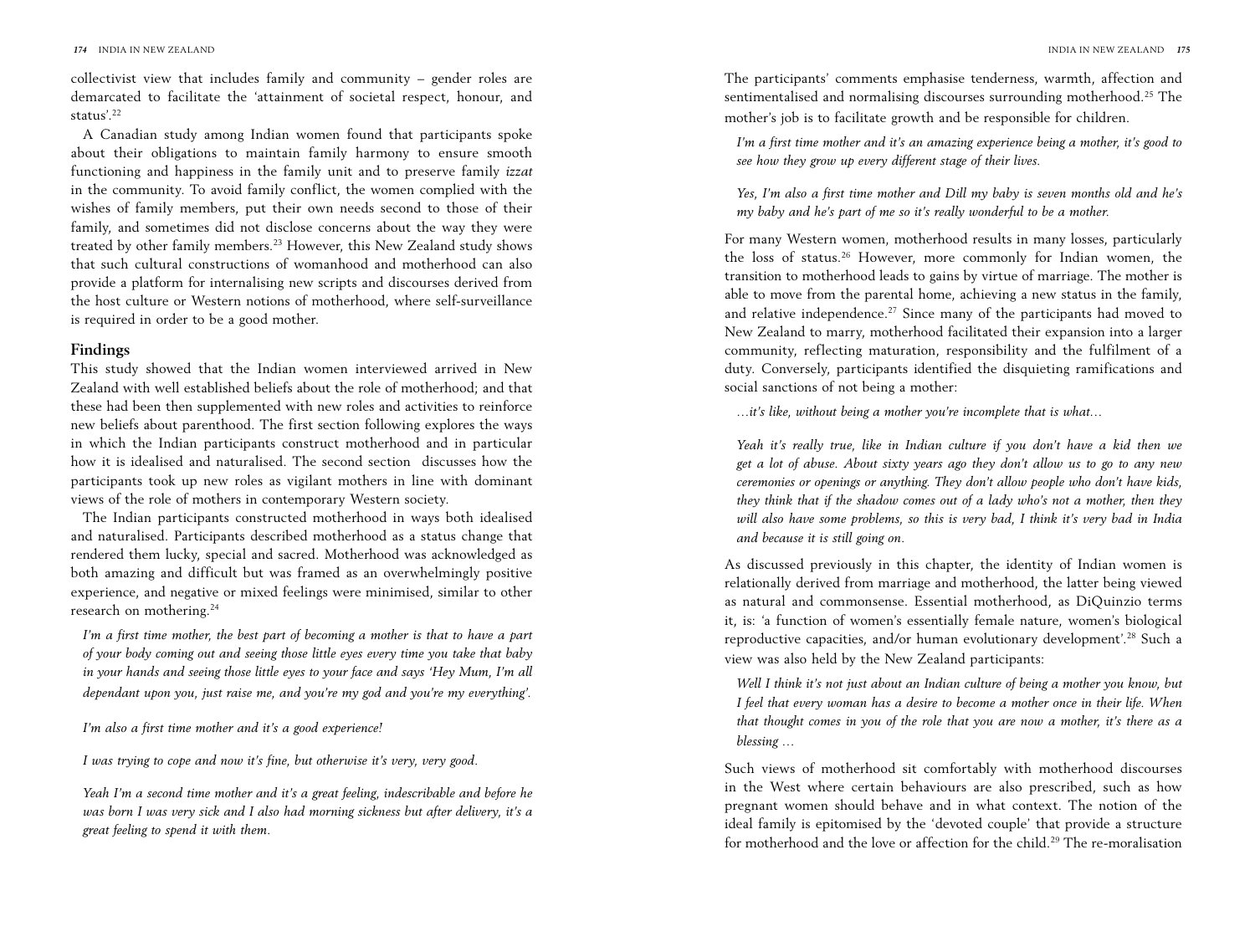collectivist view that includes family and community – gender roles are demarcated to facilitate the 'attainment of societal respect, honour, and status'.[22]

A Canadian study among Indian women found that participants spoke about their obligations to maintain family harmony to ensure smooth functioning and happiness in the family unit and to preserve family *izzat* in the community. To avoid family conflict, the women complied with the wishes of family members, put their own needs second to those of their family, and sometimes did not disclose concerns about the way they were treated by other family members.[23] However, this New Zealand study shows that such cultural constructions of womanhood and motherhood can also provide a platform for internalising new scripts and discourses derived from the host culture or Western notions of motherhood, where self-surveillance is required in order to be a good mother.

## Findings

This study showed that the Indian women interviewed arrived in New Zealand with well established beliefs about the role of motherhood; and that these had been then supplemented with new roles and activities to reinforce new beliefs about parenthood. The first section following explores the ways in which the Indian participants construct motherhood and in particular how it is idealised and naturalised. The second section discusses how the participants took up new roles as vigilant mothers in line with dominant views of the role of mothers in contemporary Western society.

The Indian participants constructed motherhood in ways both idealised and naturalised. Participants described motherhood as a status change that rendered them lucky, special and sacred. Motherhood was acknowledged as both amazing and difficult but was framed as an overwhelmingly positive experience, and negative or mixed feelings were minimised, similar to other research on mothering.[24]

*I'm a first time mother, the best part of becoming a mother is that to have a part of your body coming out and seeing those little eyes every time you take that baby in your hands and seeing those little eyes to your face and says 'Hey Mum, I'm all dependant upon you, just raise me, and you're my god and you're my everything'.*

*I'm also a first time mother and it's a good experience!*

*I was trying to cope and now it's fine, but otherwise it's very, very good.*

*Yeah I'm a second time mother and it's a great feeling, indescribable and before he was born I was very sick and I also had morning sickness but after delivery, it's a great feeling to spend it with them.*

The participants' comments emphasise tenderness, warmth, affection and sentimentalised and normalising discourses surrounding motherhood.[25] The mother's job is to facilitate growth and be responsible for children.

*I'm a first time mother and it's an amazing experience being a mother, it's good to see how they grow up every different stage of their lives.*

*Yes, I'm also a first time mother and Dill my baby is seven months old and he's my baby and he's part of me so it's really wonderful to be a mother.*

For many Western women, motherhood results in many losses, particularly the loss of status.[26] However, more commonly for Indian women, the transition to motherhood leads to gains by virtue of marriage. The mother is able to move from the parental home, achieving a new status in the family, and relative independence.[27] Since many of the participants had moved to New Zealand to marry, motherhood facilitated their expansion into a larger community, reflecting maturation, responsibility and the fulfilment of a duty. Conversely, participants identified the disquieting ramifications and social sanctions of not being a mother:

*…it's like, without being a mother you're incomplete that is what…*

*Yeah it's really true, like in Indian culture if you don't have a kid then we get a lot of abuse. About sixty years ago they don't allow us to go to any new ceremonies or openings or anything. They don't allow people who don't have kids, they think that if the shadow comes out of a lady who's not a mother, then they will also have some problems, so this is very bad, I think it's very bad in India and because it is still going on.*

As discussed previously in this chapter, the identity of Indian women is relationally derived from marriage and motherhood, the latter being viewed as natural and commonsense. Essential motherhood, as DiQuinzio terms it, is: 'a function of women's essentially female nature, women's biological reproductive capacities, and/or human evolutionary development'.[28] Such a view was also held by the New Zealand participants:

*Well I think it's not just about an Indian culture of being a mother you know, but I feel that every woman has a desire to become a mother once in their life. When that thought comes in you of the role that you are now a mother, it's there as a blessing …*

Such views of motherhood sit comfortably with motherhood discourses in the West where certain behaviours are also prescribed, such as how pregnant women should behave and in what context. The notion of the ideal family is epitomised by the 'devoted couple' that provide a structure for motherhood and the love or affection for the child.[29] The re-moralisation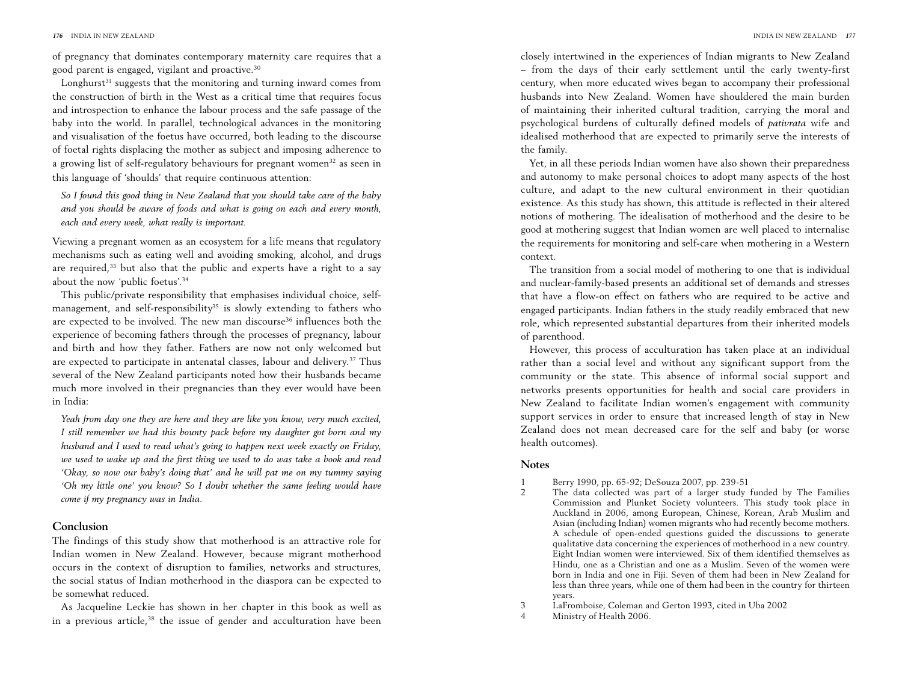of pregnancy that dominates contemporary maternity care requires that a good parent is engaged, vigilant and proactive.[30]

Longhurst[31] suggests that the monitoring and turning inward comes from the construction of birth in the West as a critical time that requires focus and introspection to enhance the labour process and the safe passage of the baby into the world. In parallel, technological advances in the monitoring and visualisation of the foetus have occurred, both leading to the discourse of foetal rights displacing the mother as subject and imposing adherence to a growing list of self-regulatory behaviours for pregnant women[32] as seen in this language of 'shoulds' that require continuous attention:

> *So I found this good thing in New Zealand that you should take care of the baby and you should be aware of foods and what is going on each and every month, each and every week, what really is important.*

Viewing a pregnant women as an ecosystem for a life means that regulatory mechanisms such as eating well and avoiding smoking, alcohol, and drugs are required,[33] but also that the public and experts have a right to a say about the now 'public foetus'.[34]

This public/private responsibility that emphasises individual choice, self-management, and self-responsibility[35] is slowly extending to fathers who are expected to be involved. The new man discourse[36] influences both the experience of becoming fathers through the processes of pregnancy, labour and birth and how they father. Fathers are now not only welcomed but are expected to participate in antenatal classes, labour and delivery.[37] Thus several of the New Zealand participants noted how their husbands became much more involved in their pregnancies than they ever would have been in India:

> *Yeah from day one they are here and they are like you know, very much excited, I still remember we had this bounty pack before my daughter got born and my husband and I used to read what's going to happen next week exactly on Friday, we used to wake up and the first thing we used to do was take a book and read 'Okay, so now our baby's doing that' and he will pat me on my tummy saying 'Oh my little one' you know? So I doubt whether the same feeling would have come if my pregnancy was in India.*

## Conclusion

The findings of this study show that motherhood is an attractive role for Indian women in New Zealand. However, because migrant motherhood occurs in the context of disruption to families, networks and structures, the social status of Indian motherhood in the diaspora can be expected to be somewhat reduced.

As Jacqueline Leckie has shown in her chapter in this book as well as in a previous article,[38] the issue of gender and acculturation have been closely intertwined in the experiences of Indian migrants to New Zealand – from the days of their early settlement until the early twenty-first century, when more educated wives began to accompany their professional husbands into New Zealand. Women have shouldered the main burden of maintaining their inherited cultural tradition, carrying the moral and psychological burdens of culturally defined models of *pativrata* wife and idealised motherhood that are expected to primarily serve the interests of the family.

Yet, in all these periods Indian women have also shown their preparedness and autonomy to make personal choices to adopt many aspects of the host culture, and adapt to the new cultural environment in their quotidian existence. As this study has shown, this attitude is reflected in their altered notions of mothering. The idealisation of motherhood and the desire to be good at mothering suggest that Indian women are well placed to internalise the requirements for monitoring and self-care when mothering in a Western context.

The transition from a social model of mothering to one that is individual and nuclear-family-based presents an additional set of demands and stresses that have a flow-on effect on fathers who are required to be active and engaged participants. Indian fathers in the study readily embraced that new role, which represented substantial departures from their inherited models of parenthood.

However, this process of acculturation has taken place at an individual rather than a social level and without any significant support from the community or the state. This absence of informal social support and networks presents opportunities for health and social care providers in New Zealand to facilitate Indian women's engagement with community support services in order to ensure that increased length of stay in New Zealand does not mean decreased care for the self and baby (or worse health outcomes).

## Notes

1. Berry 1990, pp. 65-92; DeSouza 2007, pp. 239-51
2. The data collected was part of a larger study funded by The Families Commission and Plunket Society volunteers. This study took place in Auckland in 2006, among European, Chinese, Korean, Arab Muslim and Asian (including Indian) women migrants who had recently become mothers. A schedule of open-ended questions guided the discussions to generate qualitative data concerning the experiences of motherhood in a new country. Eight Indian women were interviewed. Six of them identified themselves as Hindu, one as a Christian and one as a Muslim. Seven of the women were born in India and one in Fiji. Seven of them had been in New Zealand for less than three years, while one of them had been in the country for thirteen years.
3. LaFromboise, Coleman and Gerton 1993, cited in Uba 2002
4. Ministry of Health 2006.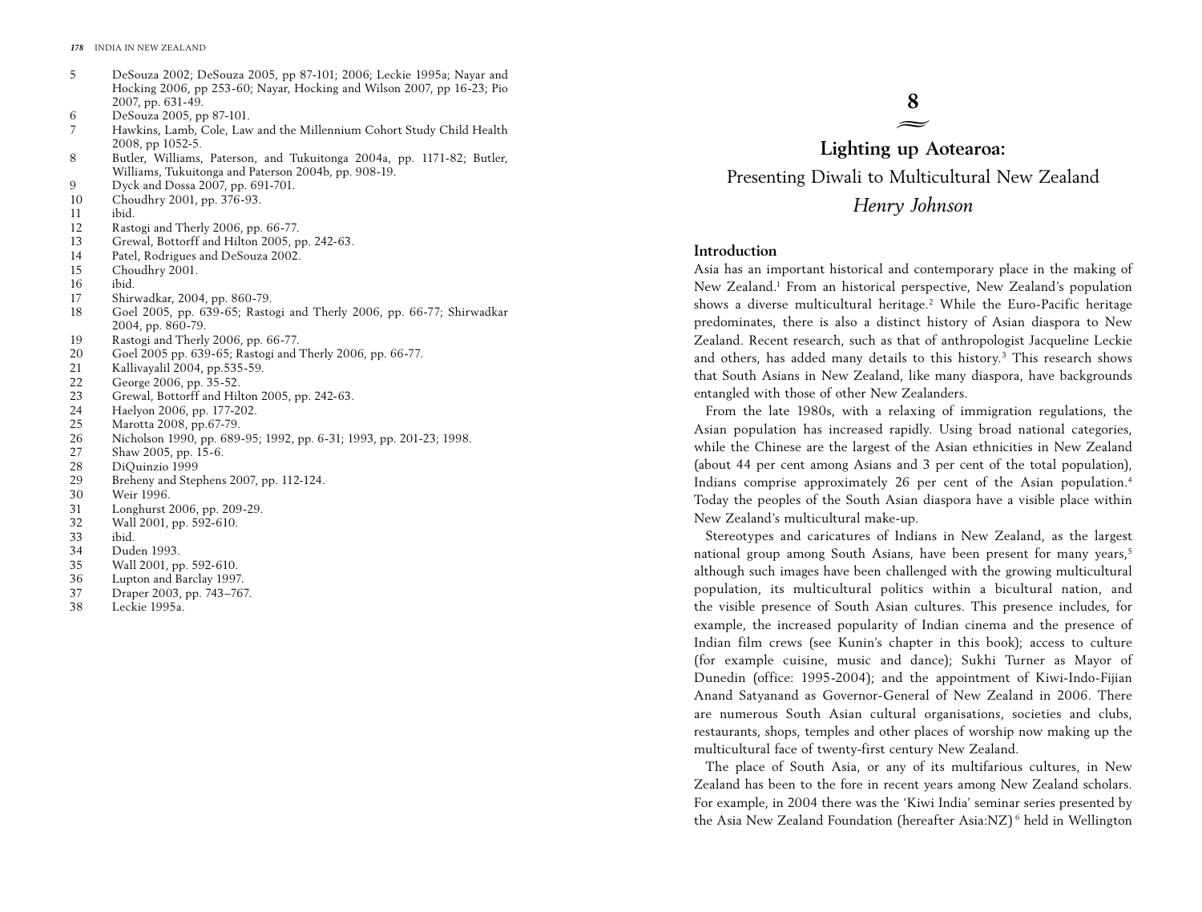5 DeSouza 2002; DeSouza 2005, pp 87-101; 2006; Leckie 1995a; Nayar and Hocking 2006, pp 253-60; Nayar, Hocking and Wilson 2007, pp 16-23; Pio 2007, pp. 631-49.
6 DeSouza 2005, pp 87-101.
7 Hawkins, Lamb, Cole, Law and the Millennium Cohort Study Child Health 2008, pp 1052-5.
8 Butler, Williams, Paterson, and Tukuitonga 2004a, pp. 1171-82; Butler, Williams, Tukuitonga and Paterson 2004b, pp. 908-19.
9 Dyck and Dossa 2007, pp. 691-701.
10 Choudhry 2001, pp. 376-93.
11 ibid.
12 Rastogi and Therly 2006, pp. 66-77.
13 Grewal, Bottorff and Hilton 2005, pp. 242-63.
14 Patel, Rodrigues and DeSouza 2002.
15 Choudhry 2001.
16 ibid.
17 Shirwadkar, 2004, pp. 860-79.
18 Goel 2005, pp. 639-65; Rastogi and Therly 2006, pp. 66-77; Shirwadkar 2004, pp. 860-79.
19 Rastogi and Therly 2006, pp. 66-77.
20 Goel 2005 pp. 639-65; Rastogi and Therly 2006, pp. 66-77.
21 Kallivayalil 2004, pp.535-59.
22 George 2006, pp. 35-52.
23 Grewal, Bottorff and Hilton 2005, pp. 242-63.
24 Haelyon 2006, pp. 177-202.
25 Marotta 2008, pp.67-79.
26 Nicholson 1990, pp. 689-95; 1992, pp. 6-31; 1993, pp. 201-23; 1998.
27 Shaw 2005, pp. 15-6.
28 DiQuinzio 1999
29 Breheny and Stephens 2007, pp. 112-124.
30 Weir 1996.
31 Longhurst 2006, pp. 209-29.
32 Wall 2001, pp. 592-610.
33 ibid.
34 Duden 1993.
35 Wall 2001, pp. 592-610.
36 Lupton and Barclay 1997.
37 Draper 2003, pp. 743–767.
38 Leckie 1995a.

# 8

## Lighting up Aotearoa:
### Presenting Diwali to Multicultural New Zealand
*Henry Johnson*

### Introduction

Asia has an important historical and contemporary place in the making of New Zealand.[1] From an historical perspective, New Zealand's population shows a diverse multicultural heritage.[2] While the Euro-Pacific heritage predominates, there is also a distinct history of Asian diaspora to New Zealand. Recent research, such as that of anthropologist Jacqueline Leckie and others, has added many details to this history.[3] This research shows that South Asians in New Zealand, like many diaspora, have backgrounds entangled with those of other New Zealanders.

From the late 1980s, with a relaxing of immigration regulations, the Asian population has increased rapidly. Using broad national categories, while the Chinese are the largest of the Asian ethnicities in New Zealand (about 44 per cent among Asians and 3 per cent of the total population), Indians comprise approximately 26 per cent of the Asian population.[4] Today the peoples of the South Asian diaspora have a visible place within New Zealand's multicultural make-up.

Stereotypes and caricatures of Indians in New Zealand, as the largest national group among South Asians, have been present for many years,[5] although such images have been challenged with the growing multicultural population, its multicultural politics within a bicultural nation, and the visible presence of South Asian cultures. This presence includes, for example, the increased popularity of Indian cinema and the presence of Indian film crews (see Kunin's chapter in this book); access to culture (for example cuisine, music and dance); Sukhi Turner as Mayor of Dunedin (office: 1995-2004); and the appointment of Kiwi-Indo-Fijian Anand Satyanand as Governor-General of New Zealand in 2006. There are numerous South Asian cultural organisations, societies and clubs, restaurants, shops, temples and other places of worship now making up the multicultural face of twenty-first century New Zealand.

The place of South Asia, or any of its multifarious cultures, in New Zealand has been to the fore in recent years among New Zealand scholars. For example, in 2004 there was the 'Kiwi India' seminar series presented by the Asia New Zealand Foundation (hereafter Asia:NZ)[6] held in Wellington